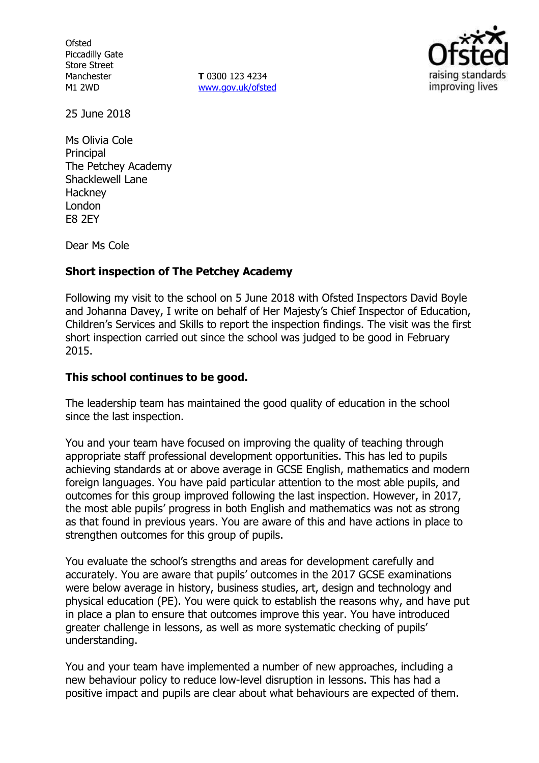Ofsted
Piccadilly Gate
Store Street
Manchester
M1 2WD

**T** 0300 123 4234
www.gov.uk/ofsted

25 June 2018

Ms Olivia Cole
Principal
The Petchey Academy
Shacklewell Lane
Hackney
London
E8 2EY

Dear Ms Cole

**Short inspection of The Petchey Academy**

Following my visit to the school on 5 June 2018 with Ofsted Inspectors David Boyle and Johanna Davey, I write on behalf of Her Majesty's Chief Inspector of Education, Children's Services and Skills to report the inspection findings. The visit was the first short inspection carried out since the school was judged to be good in February 2015.

**This school continues to be good.**

The leadership team has maintained the good quality of education in the school since the last inspection.

You and your team have focused on improving the quality of teaching through appropriate staff professional development opportunities. This has led to pupils achieving standards at or above average in GCSE English, mathematics and modern foreign languages. You have paid particular attention to the most able pupils, and outcomes for this group improved following the last inspection. However, in 2017, the most able pupils' progress in both English and mathematics was not as strong as that found in previous years. You are aware of this and have actions in place to strengthen outcomes for this group of pupils.

You evaluate the school's strengths and areas for development carefully and accurately. You are aware that pupils' outcomes in the 2017 GCSE examinations were below average in history, business studies, art, design and technology and physical education (PE). You were quick to establish the reasons why, and have put in place a plan to ensure that outcomes improve this year. You have introduced greater challenge in lessons, as well as more systematic checking of pupils' understanding.

You and your team have implemented a number of new approaches, including a new behaviour policy to reduce low-level disruption in lessons. This has had a positive impact and pupils are clear about what behaviours are expected of them.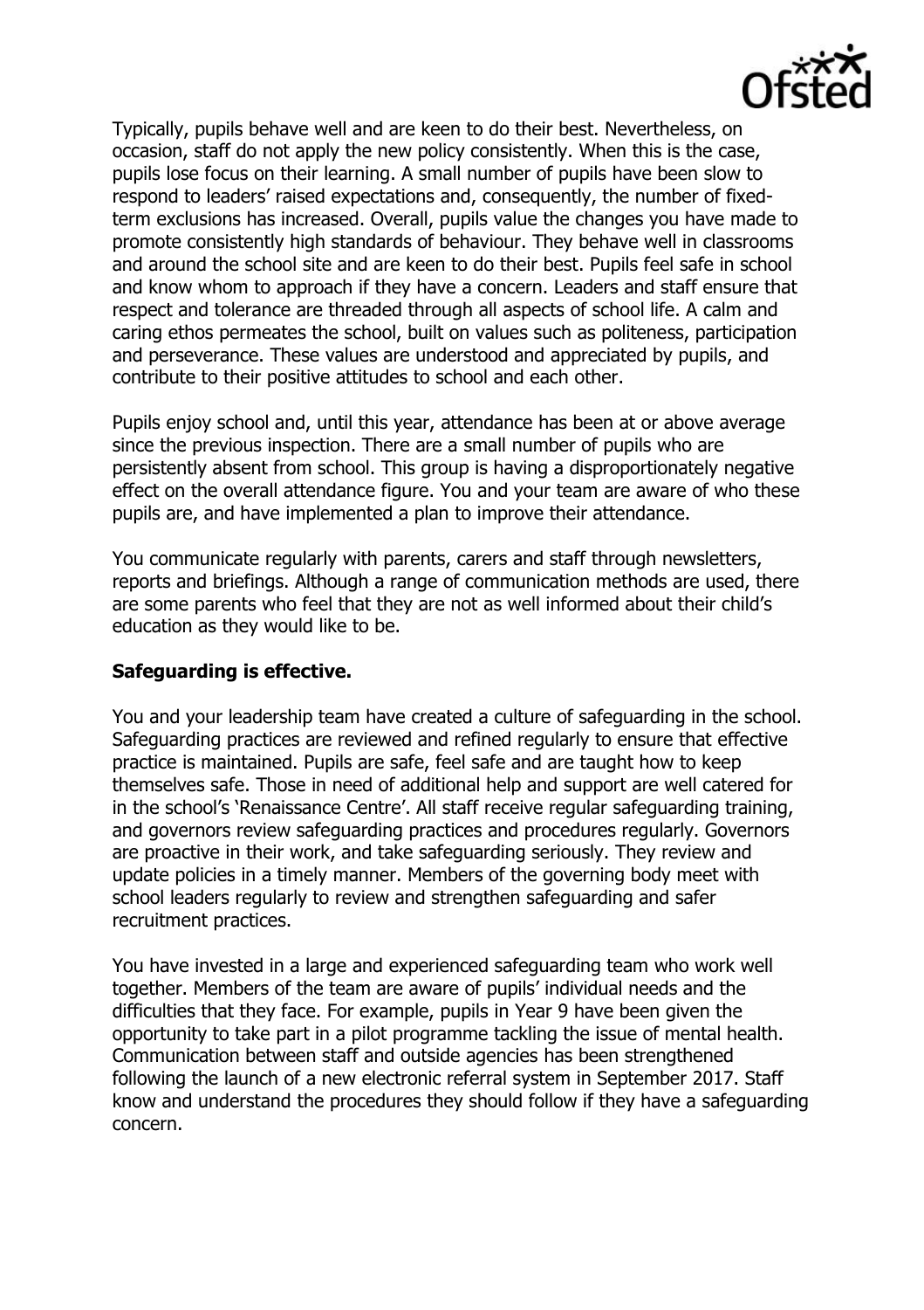Typically, pupils behave well and are keen to do their best. Nevertheless, on occasion, staff do not apply the new policy consistently. When this is the case, pupils lose focus on their learning. A small number of pupils have been slow to respond to leaders' raised expectations and, consequently, the number of fixed-term exclusions has increased. Overall, pupils value the changes you have made to promote consistently high standards of behaviour. They behave well in classrooms and around the school site and are keen to do their best. Pupils feel safe in school and know whom to approach if they have a concern. Leaders and staff ensure that respect and tolerance are threaded through all aspects of school life. A calm and caring ethos permeates the school, built on values such as politeness, participation and perseverance. These values are understood and appreciated by pupils, and contribute to their positive attitudes to school and each other.

Pupils enjoy school and, until this year, attendance has been at or above average since the previous inspection. There are a small number of pupils who are persistently absent from school. This group is having a disproportionately negative effect on the overall attendance figure. You and your team are aware of who these pupils are, and have implemented a plan to improve their attendance.

You communicate regularly with parents, carers and staff through newsletters, reports and briefings. Although a range of communication methods are used, there are some parents who feel that they are not as well informed about their child's education as they would like to be.

## Safeguarding is effective.

You and your leadership team have created a culture of safeguarding in the school. Safeguarding practices are reviewed and refined regularly to ensure that effective practice is maintained. Pupils are safe, feel safe and are taught how to keep themselves safe. Those in need of additional help and support are well catered for in the school's 'Renaissance Centre'. All staff receive regular safeguarding training, and governors review safeguarding practices and procedures regularly. Governors are proactive in their work, and take safeguarding seriously. They review and update policies in a timely manner. Members of the governing body meet with school leaders regularly to review and strengthen safeguarding and safer recruitment practices.

You have invested in a large and experienced safeguarding team who work well together. Members of the team are aware of pupils' individual needs and the difficulties that they face. For example, pupils in Year 9 have been given the opportunity to take part in a pilot programme tackling the issue of mental health. Communication between staff and outside agencies has been strengthened following the launch of a new electronic referral system in September 2017. Staff know and understand the procedures they should follow if they have a safeguarding concern.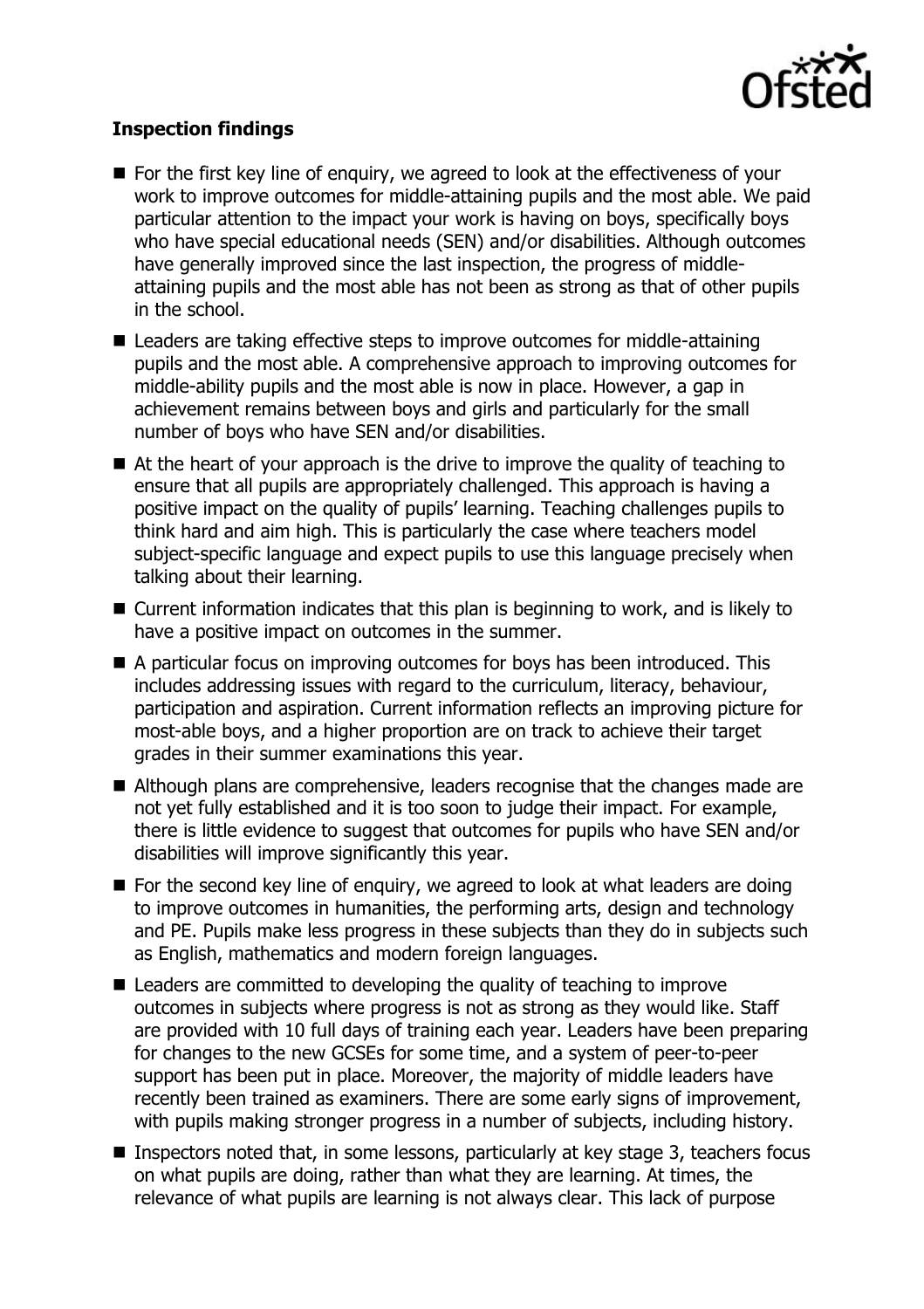**Inspection findings**

- For the first key line of enquiry, we agreed to look at the effectiveness of your work to improve outcomes for middle-attaining pupils and the most able. We paid particular attention to the impact your work is having on boys, specifically boys who have special educational needs (SEN) and/or disabilities. Although outcomes have generally improved since the last inspection, the progress of middle-attaining pupils and the most able has not been as strong as that of other pupils in the school.
- Leaders are taking effective steps to improve outcomes for middle-attaining pupils and the most able. A comprehensive approach to improving outcomes for middle-ability pupils and the most able is now in place. However, a gap in achievement remains between boys and girls and particularly for the small number of boys who have SEN and/or disabilities.
- At the heart of your approach is the drive to improve the quality of teaching to ensure that all pupils are appropriately challenged. This approach is having a positive impact on the quality of pupils' learning. Teaching challenges pupils to think hard and aim high. This is particularly the case where teachers model subject-specific language and expect pupils to use this language precisely when talking about their learning.
- Current information indicates that this plan is beginning to work, and is likely to have a positive impact on outcomes in the summer.
- A particular focus on improving outcomes for boys has been introduced. This includes addressing issues with regard to the curriculum, literacy, behaviour, participation and aspiration. Current information reflects an improving picture for most-able boys, and a higher proportion are on track to achieve their target grades in their summer examinations this year.
- Although plans are comprehensive, leaders recognise that the changes made are not yet fully established and it is too soon to judge their impact. For example, there is little evidence to suggest that outcomes for pupils who have SEN and/or disabilities will improve significantly this year.
- For the second key line of enquiry, we agreed to look at what leaders are doing to improve outcomes in humanities, the performing arts, design and technology and PE. Pupils make less progress in these subjects than they do in subjects such as English, mathematics and modern foreign languages.
- Leaders are committed to developing the quality of teaching to improve outcomes in subjects where progress is not as strong as they would like. Staff are provided with 10 full days of training each year. Leaders have been preparing for changes to the new GCSEs for some time, and a system of peer-to-peer support has been put in place. Moreover, the majority of middle leaders have recently been trained as examiners. There are some early signs of improvement, with pupils making stronger progress in a number of subjects, including history.
- Inspectors noted that, in some lessons, particularly at key stage 3, teachers focus on what pupils are doing, rather than what they are learning. At times, the relevance of what pupils are learning is not always clear. This lack of purpose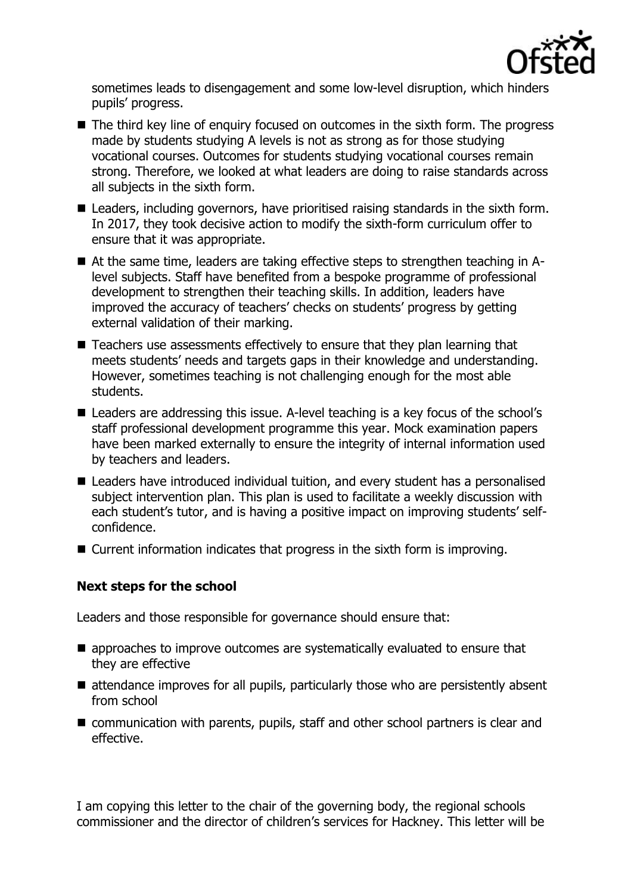sometimes leads to disengagement and some low-level disruption, which hinders pupils' progress.

- The third key line of enquiry focused on outcomes in the sixth form. The progress made by students studying A levels is not as strong as for those studying vocational courses. Outcomes for students studying vocational courses remain strong. Therefore, we looked at what leaders are doing to raise standards across all subjects in the sixth form.
- Leaders, including governors, have prioritised raising standards in the sixth form. In 2017, they took decisive action to modify the sixth-form curriculum offer to ensure that it was appropriate.
- At the same time, leaders are taking effective steps to strengthen teaching in A-level subjects. Staff have benefited from a bespoke programme of professional development to strengthen their teaching skills. In addition, leaders have improved the accuracy of teachers' checks on students' progress by getting external validation of their marking.
- Teachers use assessments effectively to ensure that they plan learning that meets students' needs and targets gaps in their knowledge and understanding. However, sometimes teaching is not challenging enough for the most able students.
- Leaders are addressing this issue. A-level teaching is a key focus of the school's staff professional development programme this year. Mock examination papers have been marked externally to ensure the integrity of internal information used by teachers and leaders.
- Leaders have introduced individual tuition, and every student has a personalised subject intervention plan. This plan is used to facilitate a weekly discussion with each student's tutor, and is having a positive impact on improving students' self-confidence.
- Current information indicates that progress in the sixth form is improving.

**Next steps for the school**

Leaders and those responsible for governance should ensure that:

- approaches to improve outcomes are systematically evaluated to ensure that they are effective
- attendance improves for all pupils, particularly those who are persistently absent from school
- communication with parents, pupils, staff and other school partners is clear and effective.

I am copying this letter to the chair of the governing body, the regional schools commissioner and the director of children's services for Hackney. This letter will be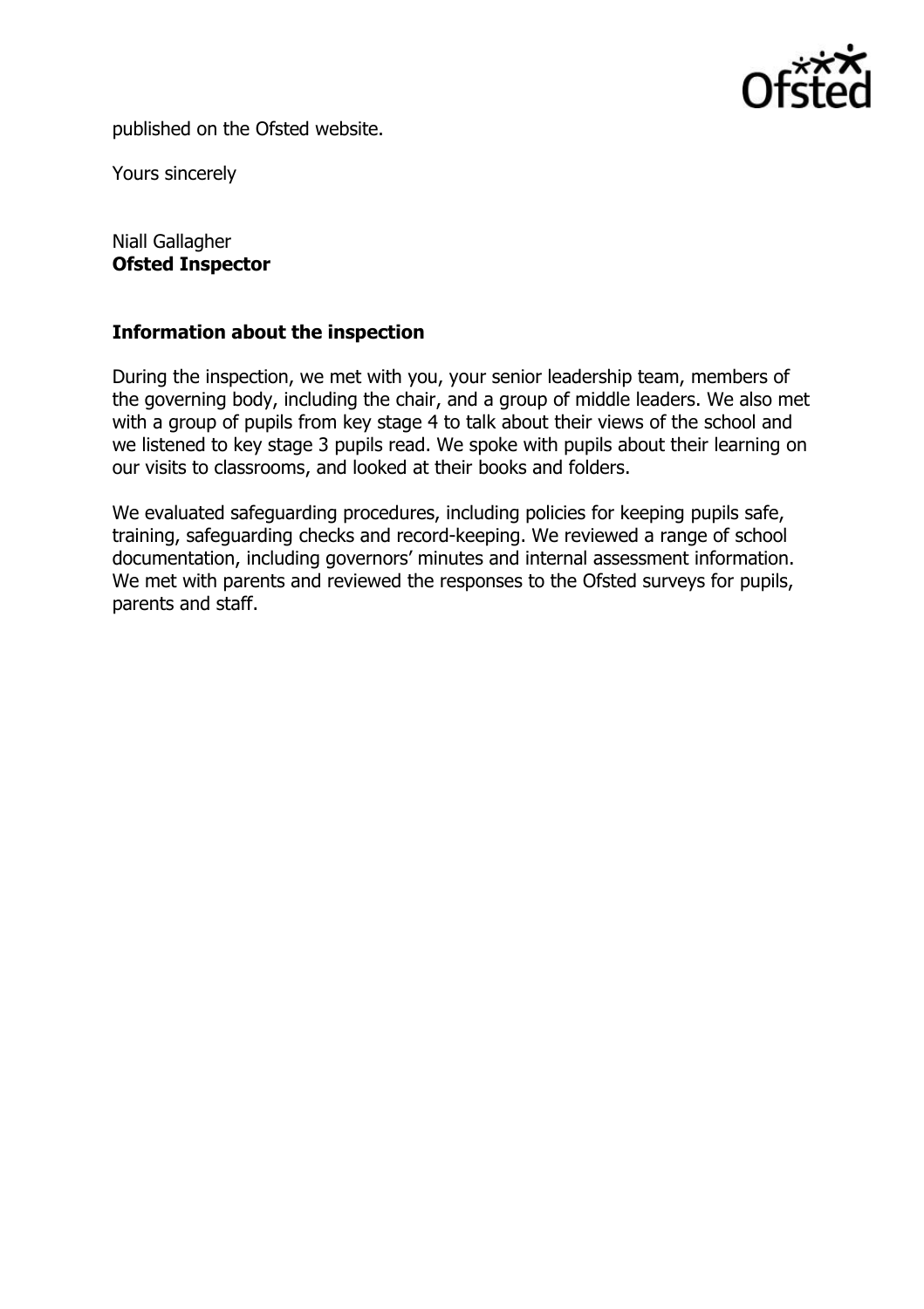published on the Ofsted website.

Yours sincerely

Niall Gallagher
**Ofsted Inspector**

### Information about the inspection

During the inspection, we met with you, your senior leadership team, members of the governing body, including the chair, and a group of middle leaders. We also met with a group of pupils from key stage 4 to talk about their views of the school and we listened to key stage 3 pupils read. We spoke with pupils about their learning on our visits to classrooms, and looked at their books and folders.

We evaluated safeguarding procedures, including policies for keeping pupils safe, training, safeguarding checks and record-keeping. We reviewed a range of school documentation, including governors' minutes and internal assessment information. We met with parents and reviewed the responses to the Ofsted surveys for pupils, parents and staff.